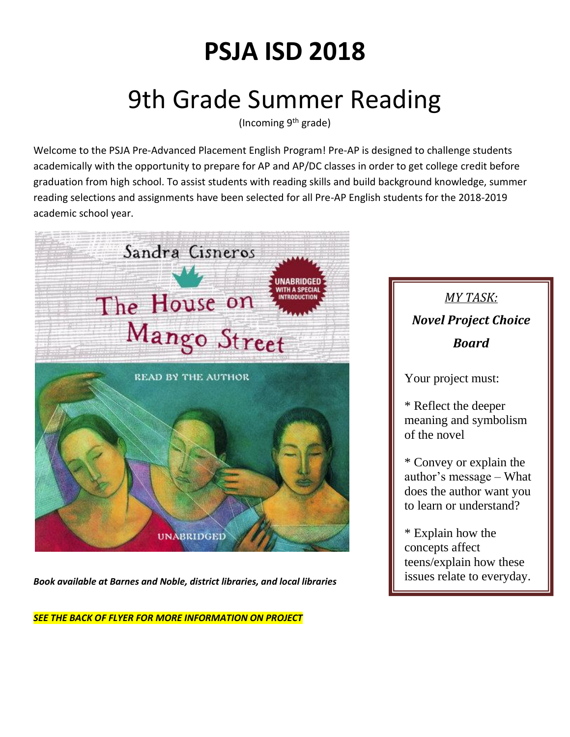# PSJA ISD 2018

## 9th Grade Summer Reading

(Incoming 9th grade)

Welcome to the PSJA Pre-Advanced Placement English Program! Pre-AP is designed to challenge students academically with the opportunity to prepare for AP and AP/DC classes in order to get college credit before graduation from high school. To assist students with reading skills and build background knowledge, summer reading selections and assignments have been selected for all Pre-AP English students for the 2018-2019 academic school year.

***Book available at Barnes and Noble, district libraries, and local libraries***

***SEE THE BACK OF FLYER FOR MORE INFORMATION ON PROJECT***

*MY TASK:*

***Novel Project Choice Board***

Your project must:

* Reflect the deeper meaning and symbolism of the novel

* Convey or explain the author's message – What does the author want you to learn or understand?

* Explain how the concepts affect teens/explain how these issues relate to everyday.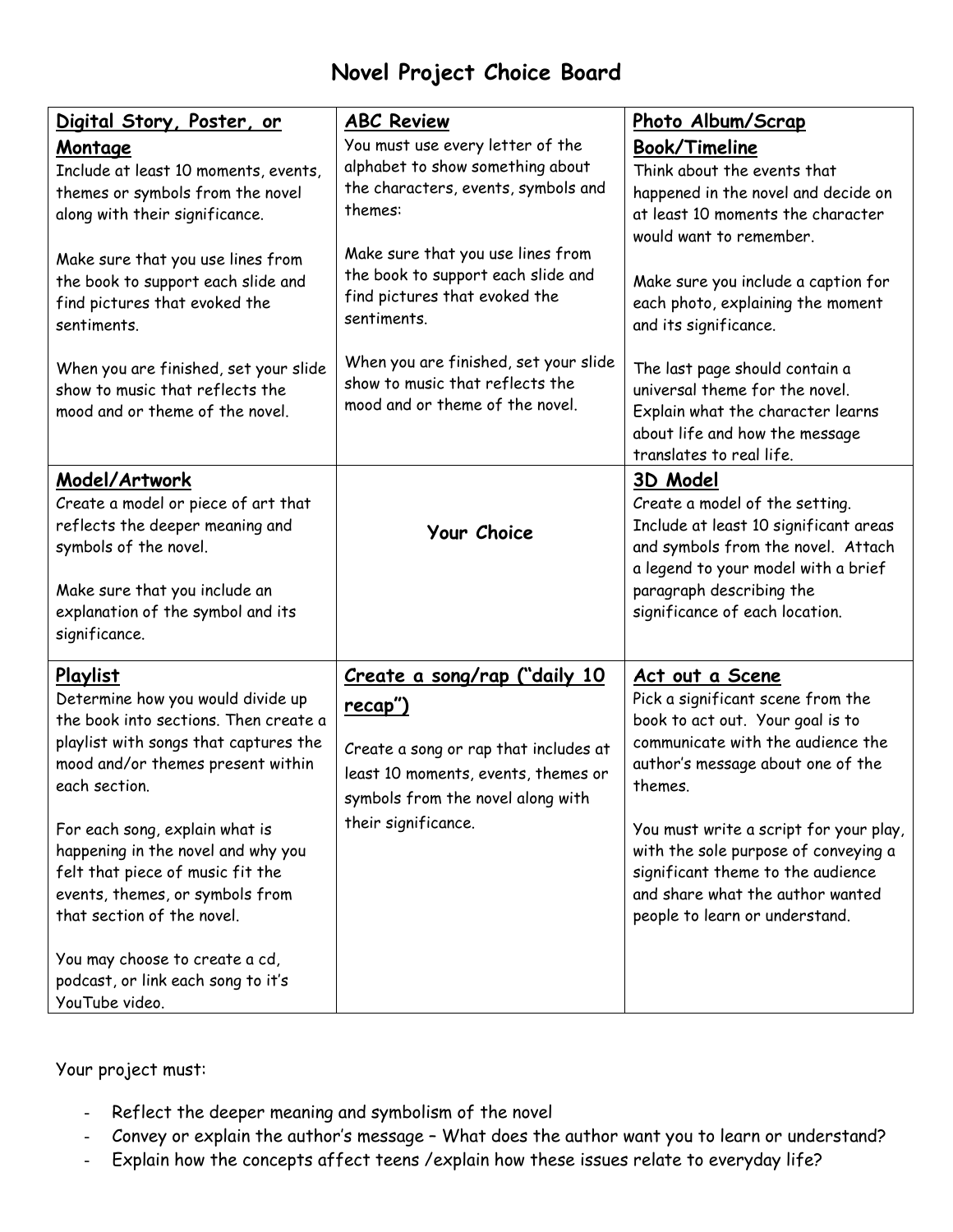# Novel Project Choice Board

| | | |
|---|---|---|
| **Digital Story, Poster, or Montage**<br>Include at least 10 moments, events, themes or symbols from the novel along with their significance.<br><br>Make sure that you use lines from the book to support each slide and find pictures that evoked the sentiments.<br><br>When you are finished, set your slide show to music that reflects the mood and or theme of the novel. | **ABC Review**<br>You must use every letter of the alphabet to show something about the characters, events, symbols and themes:<br><br>Make sure that you use lines from the book to support each slide and find pictures that evoked the sentiments.<br><br>When you are finished, set your slide show to music that reflects the mood and or theme of the novel. | **Photo Album/Scrap Book/Timeline**<br>Think about the events that happened in the novel and decide on at least 10 moments the character would want to remember.<br><br>Make sure you include a caption for each photo, explaining the moment and its significance.<br><br>The last page should contain a universal theme for the novel. Explain what the character learns about life and how the message translates to real life. |
| **Model/Artwork**<br>Create a model or piece of art that reflects the deeper meaning and symbols of the novel.<br><br>Make sure that you include an explanation of the symbol and its significance. | **Your Choice** | **3D Model**<br>Create a model of the setting. Include at least 10 significant areas and symbols from the novel. Attach a legend to your model with a brief paragraph describing the significance of each location. |
| **Playlist**<br>Determine how you would divide up the book into sections. Then create a playlist with songs that captures the mood and/or themes present within each section.<br><br>For each song, explain what is happening in the novel and why you felt that piece of music fit the events, themes, or symbols from that section of the novel.<br><br>You may choose to create a cd, podcast, or link each song to it's YouTube video. | **Create a song/rap ("daily 10 recap")**<br><br>Create a song or rap that includes at least 10 moments, events, themes or symbols from the novel along with their significance. | **Act out a Scene**<br>Pick a significant scene from the book to act out. Your goal is to communicate with the audience the author's message about one of the themes.<br><br>You must write a script for your play, with the sole purpose of conveying a significant theme to the audience and share what the author wanted people to learn or understand. |

Your project must:

- Reflect the deeper meaning and symbolism of the novel
- Convey or explain the author's message – What does the author want you to learn or understand?
- Explain how the concepts affect teens /explain how these issues relate to everyday life?